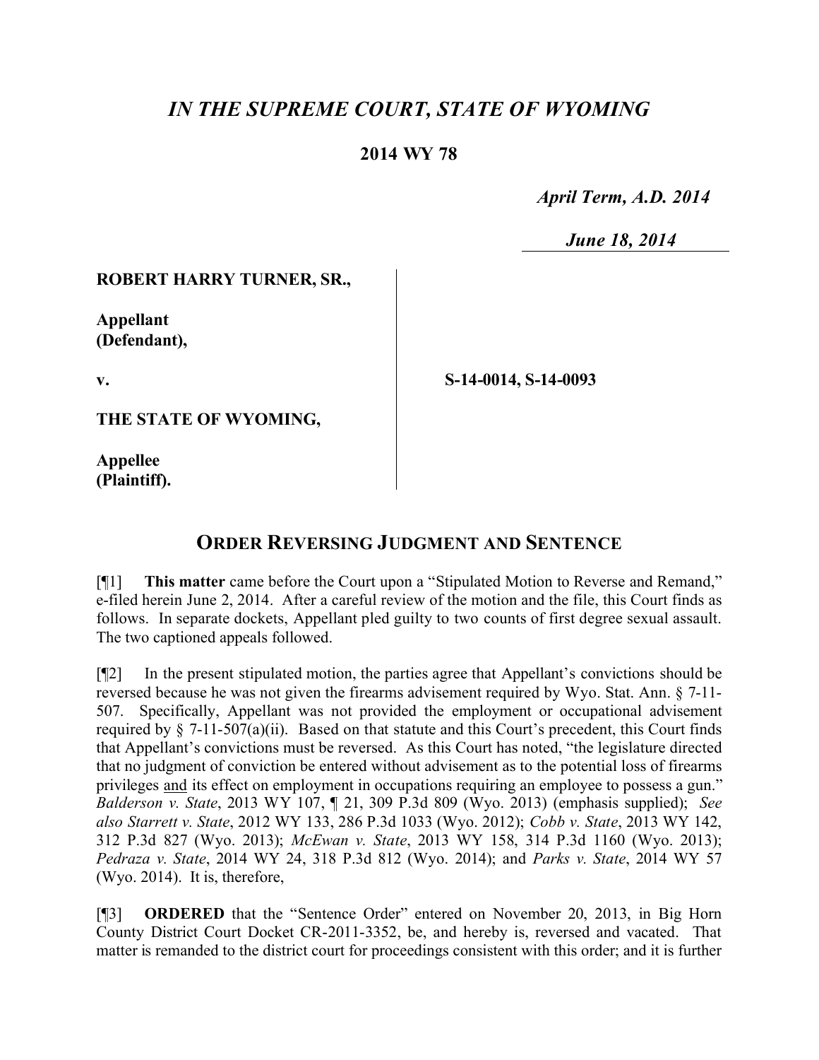# *IN THE SUPREME COURT, STATE OF WYOMING*

## 2014 WY 78

*April Term, A.D. 2014*

*June 18, 2014*

**ROBERT HARRY TURNER, SR.,**

**Appellant (Defendant),**

**v.**

**S-14-0014, S-14-0093**

**THE STATE OF WYOMING,**

**Appellee (Plaintiff).**

## ORDER REVERSING JUDGMENT AND SENTENCE

[¶1] **This matter** came before the Court upon a "Stipulated Motion to Reverse and Remand," e-filed herein June 2, 2014. After a careful review of the motion and the file, this Court finds as follows. In separate dockets, Appellant pled guilty to two counts of first degree sexual assault. The two captioned appeals followed.

[¶2] In the present stipulated motion, the parties agree that Appellant's convictions should be reversed because he was not given the firearms advisement required by Wyo. Stat. Ann. § 7-11-507. Specifically, Appellant was not provided the employment or occupational advisement required by § 7-11-507(a)(ii). Based on that statute and this Court's precedent, this Court finds that Appellant's convictions must be reversed. As this Court has noted, "the legislature directed that no judgment of conviction be entered without advisement as to the potential loss of firearms privileges <u>and</u> its effect on employment in occupations requiring an employee to possess a gun." *Balderson v. State*, 2013 WY 107, ¶ 21, 309 P.3d 809 (Wyo. 2013) (emphasis supplied); *See also Starrett v. State*, 2012 WY 133, 286 P.3d 1033 (Wyo. 2012); *Cobb v. State*, 2013 WY 142, 312 P.3d 827 (Wyo. 2013); *McEwan v. State*, 2013 WY 158, 314 P.3d 1160 (Wyo. 2013); *Pedraza v. State*, 2014 WY 24, 318 P.3d 812 (Wyo. 2014); and *Parks v. State*, 2014 WY 57 (Wyo. 2014). It is, therefore,

[¶3] **ORDERED** that the "Sentence Order" entered on November 20, 2013, in Big Horn County District Court Docket CR-2011-3352, be, and hereby is, reversed and vacated. That matter is remanded to the district court for proceedings consistent with this order; and it is further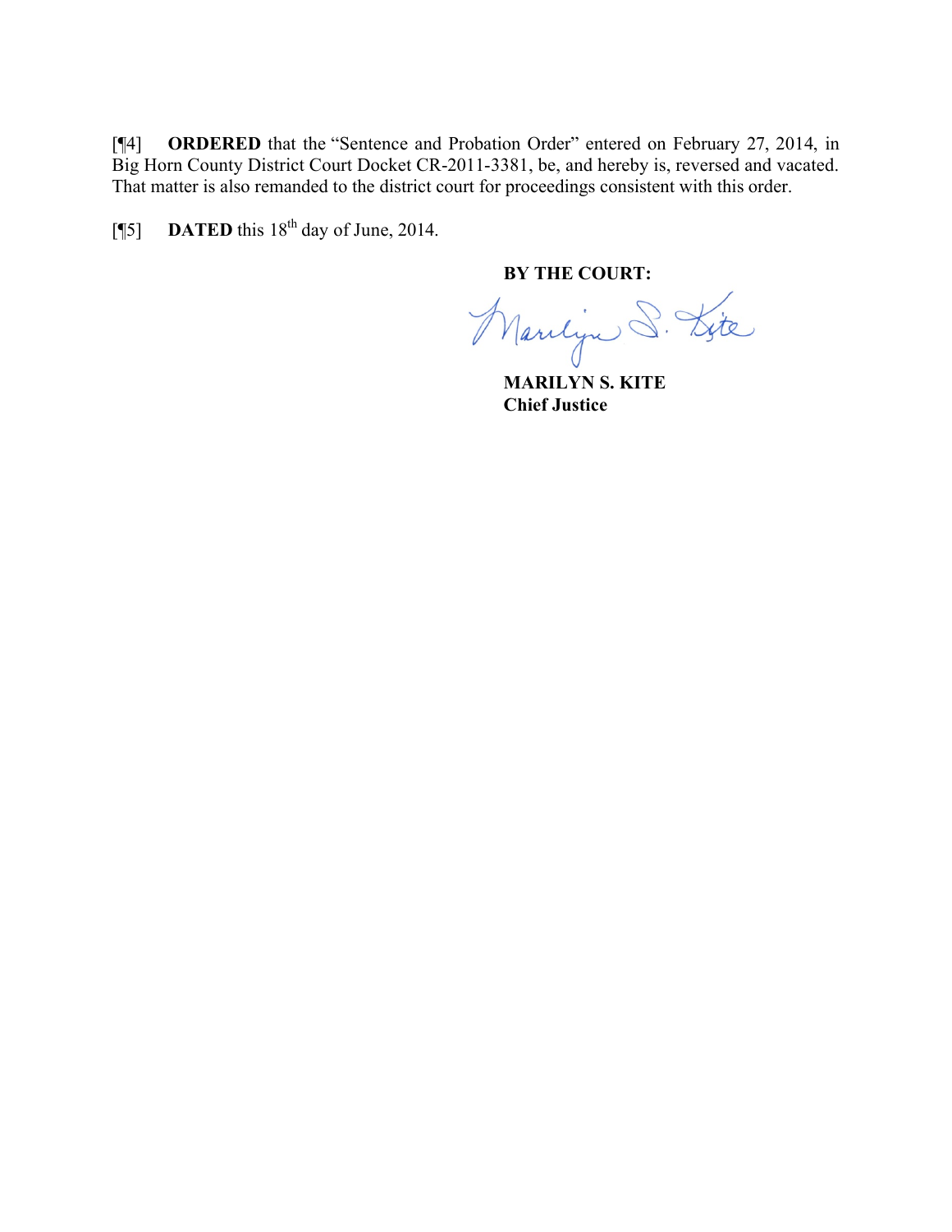[¶4] **ORDERED** that the "Sentence and Probation Order" entered on February 27, 2014, in Big Horn County District Court Docket CR-2011-3381, be, and hereby is, reversed and vacated. That matter is also remanded to the district court for proceedings consistent with this order.

[¶5] **DATED** this 18th day of June, 2014.

**BY THE COURT:**

Marilyn S. Kite

**MARILYN S. KITE**
**Chief Justice**